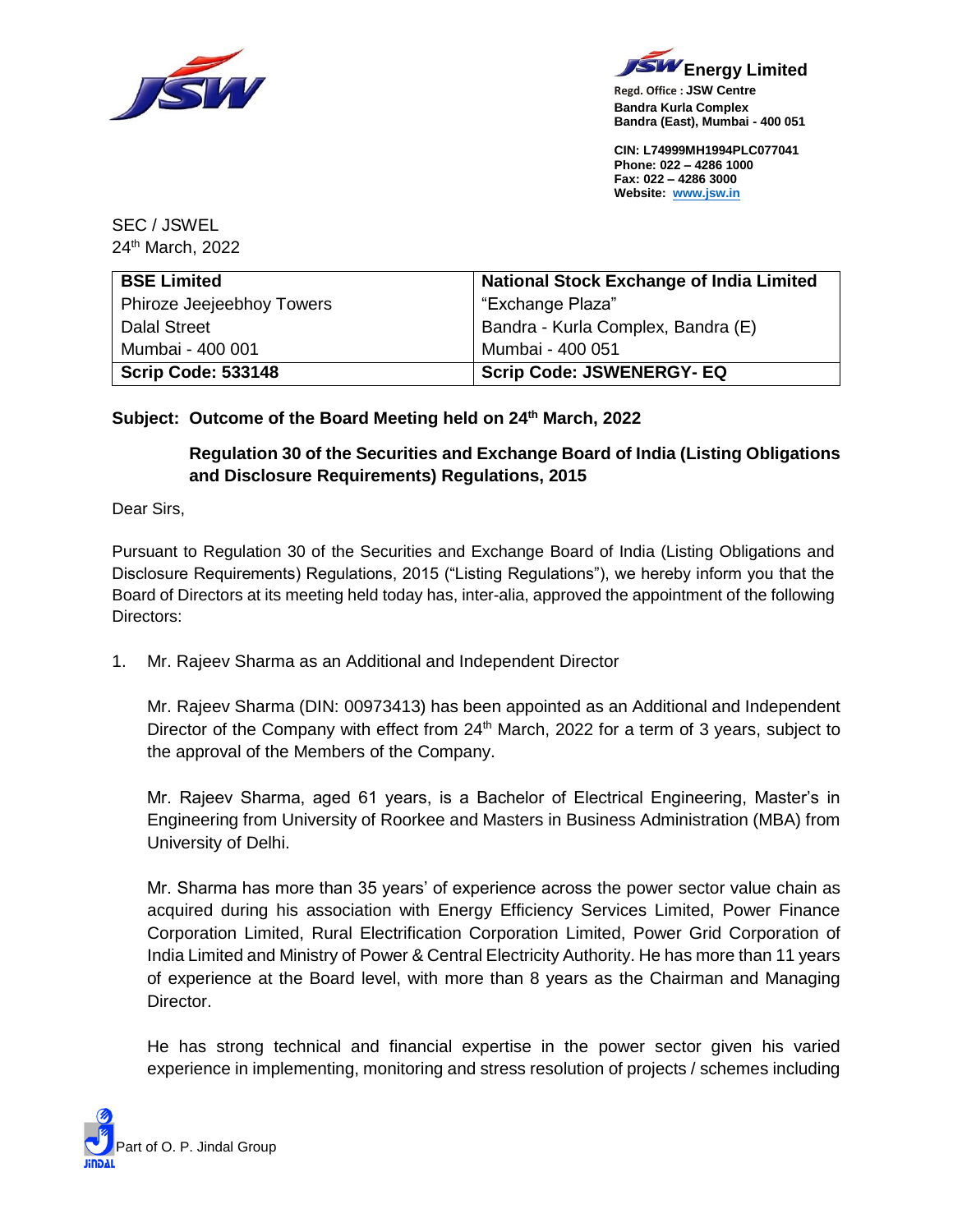**JSW Energy Limited**
Regd. Office : JSW Centre
Bandra Kurla Complex
Bandra (East), Mumbai - 400 051

CIN: L74999MH1994PLC077041
Phone: 022 – 4286 1000
Fax: 022 – 4286 3000
Website: www.jsw.in

SEC / JSWEL
24th March, 2022

| BSE Limited | National Stock Exchange of India Limited |
|---|---|
| Phiroze Jeejeebhoy Towers | "Exchange Plaza" |
| Dalal Street | Bandra - Kurla Complex, Bandra (E) |
| Mumbai - 400 001 | Mumbai - 400 051 |
| **Scrip Code: 533148** | **Scrip Code: JSWENERGY- EQ** |

**Subject: Outcome of the Board Meeting held on 24th March, 2022**

**Regulation 30 of the Securities and Exchange Board of India (Listing Obligations and Disclosure Requirements) Regulations, 2015**

Dear Sirs,

Pursuant to Regulation 30 of the Securities and Exchange Board of India (Listing Obligations and Disclosure Requirements) Regulations, 2015 ("Listing Regulations"), we hereby inform you that the Board of Directors at its meeting held today has, inter-alia, approved the appointment of the following Directors:

1. Mr. Rajeev Sharma as an Additional and Independent Director

   Mr. Rajeev Sharma (DIN: 00973413) has been appointed as an Additional and Independent Director of the Company with effect from 24th March, 2022 for a term of 3 years, subject to the approval of the Members of the Company.

   Mr. Rajeev Sharma, aged 61 years, is a Bachelor of Electrical Engineering, Master's in Engineering from University of Roorkee and Masters in Business Administration (MBA) from University of Delhi.

   Mr. Sharma has more than 35 years' of experience across the power sector value chain as acquired during his association with Energy Efficiency Services Limited, Power Finance Corporation Limited, Rural Electrification Corporation Limited, Power Grid Corporation of India Limited and Ministry of Power & Central Electricity Authority. He has more than 11 years of experience at the Board level, with more than 8 years as the Chairman and Managing Director.

   He has strong technical and financial expertise in the power sector given his varied experience in implementing, monitoring and stress resolution of projects / schemes including

Part of O. P. Jindal Group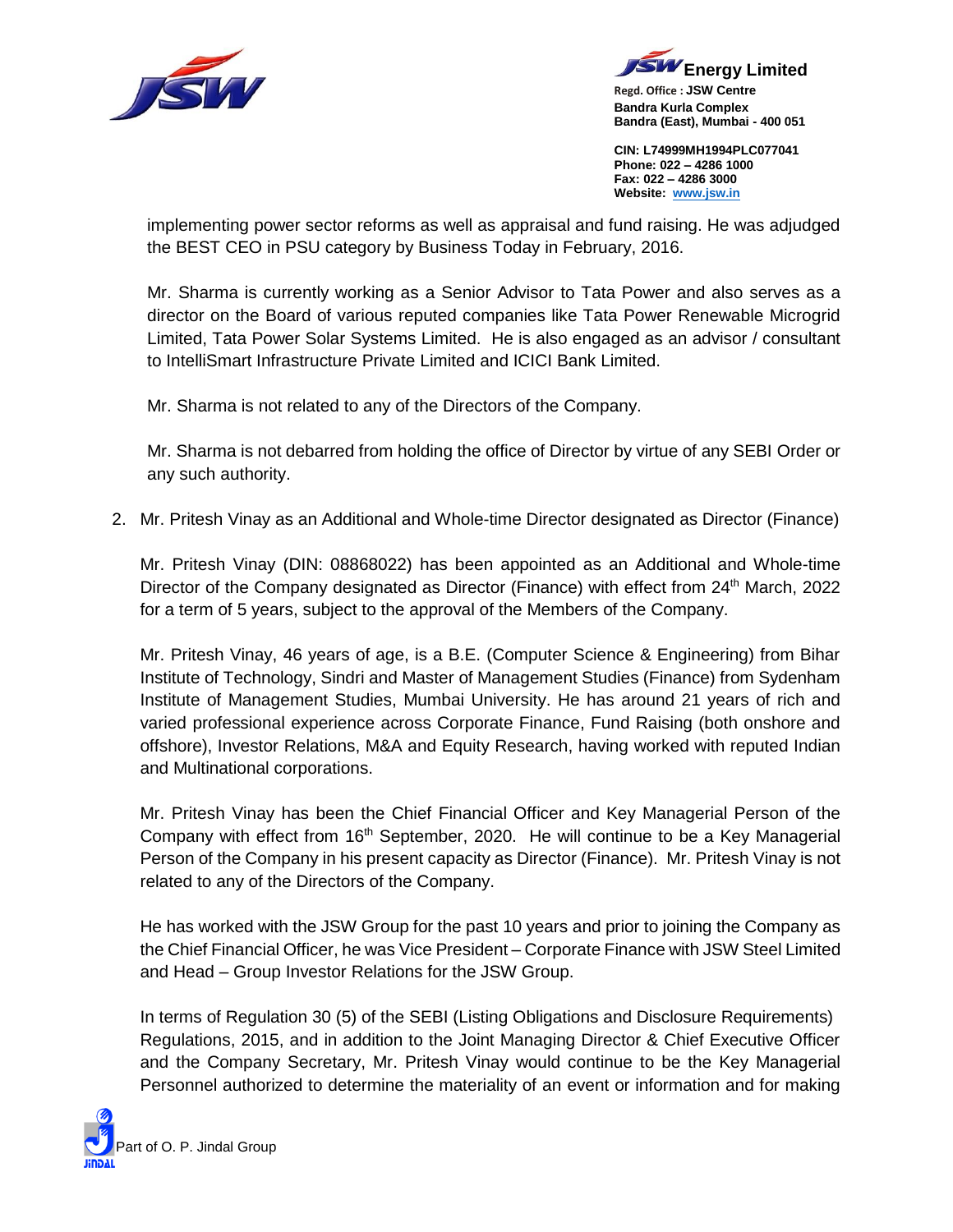implementing power sector reforms as well as appraisal and fund raising. He was adjudged the BEST CEO in PSU category by Business Today in February, 2016.

Mr. Sharma is currently working as a Senior Advisor to Tata Power and also serves as a director on the Board of various reputed companies like Tata Power Renewable Microgrid Limited, Tata Power Solar Systems Limited. He is also engaged as an advisor / consultant to IntelliSmart Infrastructure Private Limited and ICICI Bank Limited.

Mr. Sharma is not related to any of the Directors of the Company.

Mr. Sharma is not debarred from holding the office of Director by virtue of any SEBI Order or any such authority.

2. Mr. Pritesh Vinay as an Additional and Whole-time Director designated as Director (Finance)

   Mr. Pritesh Vinay (DIN: 08868022) has been appointed as an Additional and Whole-time Director of the Company designated as Director (Finance) with effect from 24th March, 2022 for a term of 5 years, subject to the approval of the Members of the Company.

   Mr. Pritesh Vinay, 46 years of age, is a B.E. (Computer Science & Engineering) from Bihar Institute of Technology, Sindri and Master of Management Studies (Finance) from Sydenham Institute of Management Studies, Mumbai University. He has around 21 years of rich and varied professional experience across Corporate Finance, Fund Raising (both onshore and offshore), Investor Relations, M&A and Equity Research, having worked with reputed Indian and Multinational corporations.

   Mr. Pritesh Vinay has been the Chief Financial Officer and Key Managerial Person of the Company with effect from 16th September, 2020. He will continue to be a Key Managerial Person of the Company in his present capacity as Director (Finance). Mr. Pritesh Vinay is not related to any of the Directors of the Company.

   He has worked with the JSW Group for the past 10 years and prior to joining the Company as the Chief Financial Officer, he was Vice President – Corporate Finance with JSW Steel Limited and Head – Group Investor Relations for the JSW Group.

   In terms of Regulation 30 (5) of the SEBI (Listing Obligations and Disclosure Requirements) Regulations, 2015, and in addition to the Joint Managing Director & Chief Executive Officer and the Company Secretary, Mr. Pritesh Vinay would continue to be the Key Managerial Personnel authorized to determine the materiality of an event or information and for making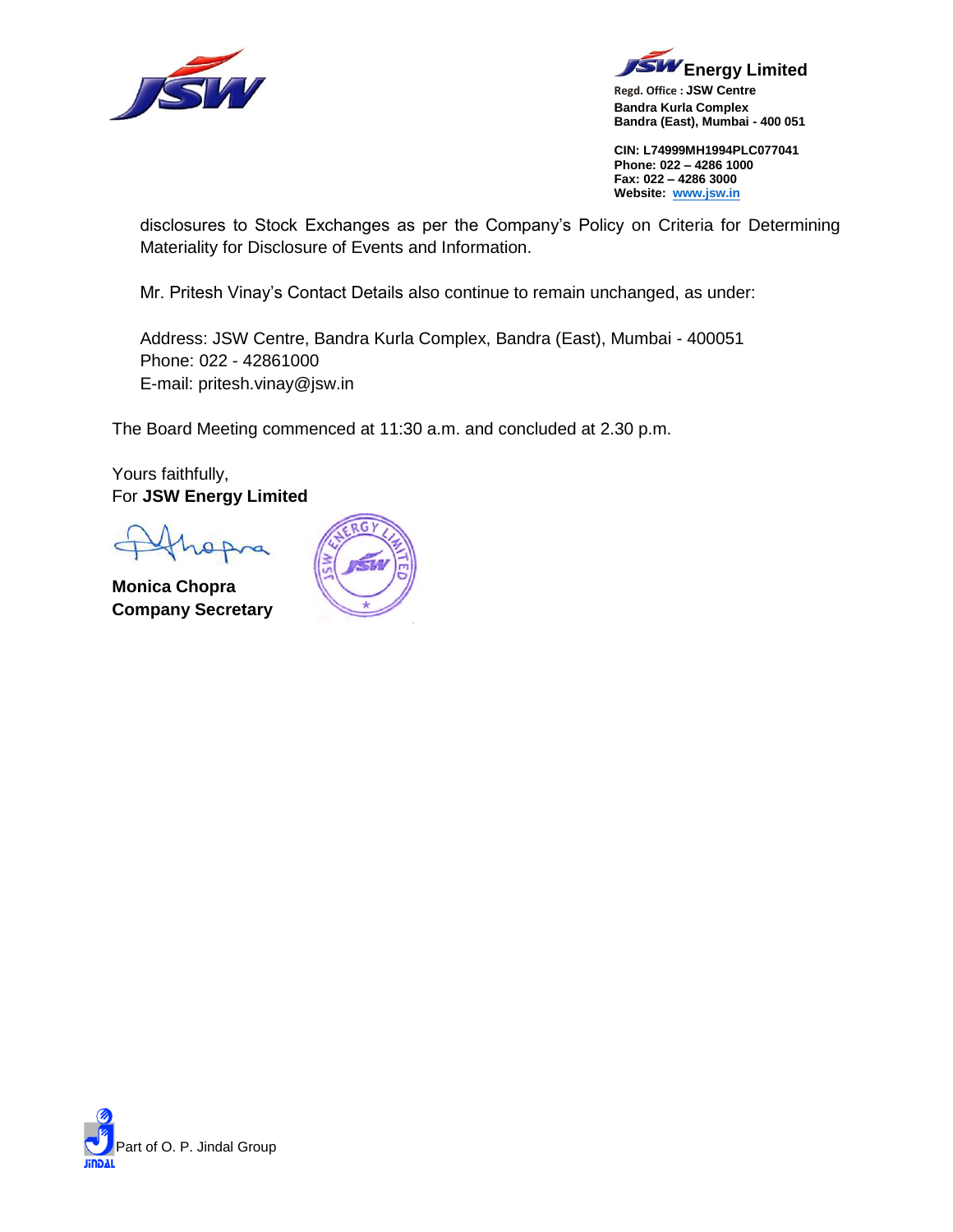disclosures to Stock Exchanges as per the Company's Policy on Criteria for Determining Materiality for Disclosure of Events and Information.

Mr. Pritesh Vinay's Contact Details also continue to remain unchanged, as under:

Address: JSW Centre, Bandra Kurla Complex, Bandra (East), Mumbai - 400051
Phone: 022 - 42861000
E-mail: pritesh.vinay@jsw.in

The Board Meeting commenced at 11:30 a.m. and concluded at 2.30 p.m.

Yours faithfully,
For **JSW Energy Limited**

**Monica Chopra**
**Company Secretary**